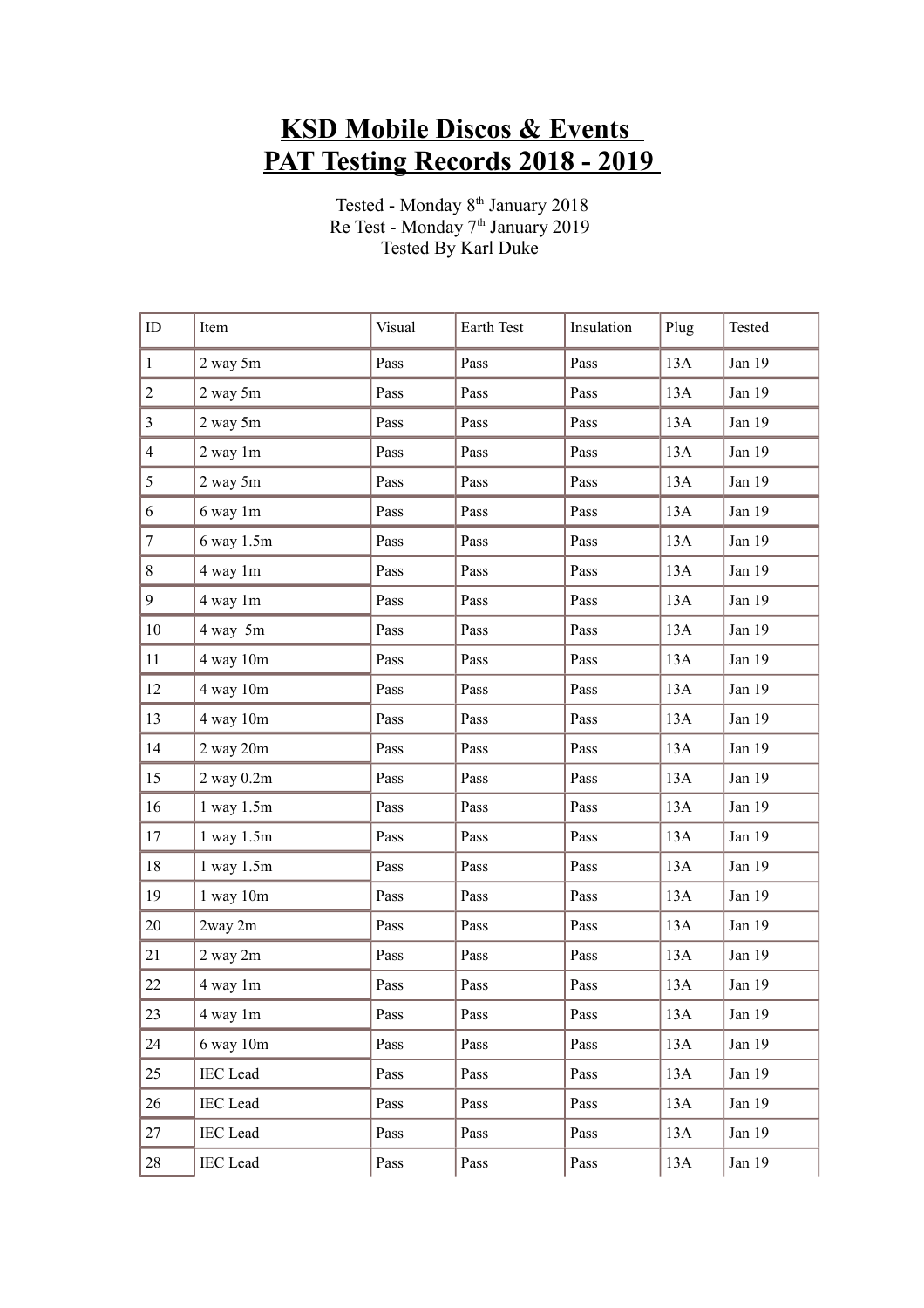# KSD Mobile Discos & Events
# PAT Testing Records 2018 - 2019

Tested - Monday 8th January 2018
Re Test - Monday 7th January 2019
Tested By Karl Duke

| ID | Item | Visual | Earth Test | Insulation | Plug | Tested |
|---|---|---|---|---|---|---|
| 1 | 2 way 5m | Pass | Pass | Pass | 13A | Jan 19 |
| 2 | 2 way 5m | Pass | Pass | Pass | 13A | Jan 19 |
| 3 | 2 way 5m | Pass | Pass | Pass | 13A | Jan 19 |
| 4 | 2 way 1m | Pass | Pass | Pass | 13A | Jan 19 |
| 5 | 2 way 5m | Pass | Pass | Pass | 13A | Jan 19 |
| 6 | 6 way 1m | Pass | Pass | Pass | 13A | Jan 19 |
| 7 | 6 way 1.5m | Pass | Pass | Pass | 13A | Jan 19 |
| 8 | 4 way 1m | Pass | Pass | Pass | 13A | Jan 19 |
| 9 | 4 way 1m | Pass | Pass | Pass | 13A | Jan 19 |
| 10 | 4 way 5m | Pass | Pass | Pass | 13A | Jan 19 |
| 11 | 4 way 10m | Pass | Pass | Pass | 13A | Jan 19 |
| 12 | 4 way 10m | Pass | Pass | Pass | 13A | Jan 19 |
| 13 | 4 way 10m | Pass | Pass | Pass | 13A | Jan 19 |
| 14 | 2 way 20m | Pass | Pass | Pass | 13A | Jan 19 |
| 15 | 2 way 0.2m | Pass | Pass | Pass | 13A | Jan 19 |
| 16 | 1 way 1.5m | Pass | Pass | Pass | 13A | Jan 19 |
| 17 | 1 way 1.5m | Pass | Pass | Pass | 13A | Jan 19 |
| 18 | 1 way 1.5m | Pass | Pass | Pass | 13A | Jan 19 |
| 19 | 1 way 10m | Pass | Pass | Pass | 13A | Jan 19 |
| 20 | 2way 2m | Pass | Pass | Pass | 13A | Jan 19 |
| 21 | 2 way 2m | Pass | Pass | Pass | 13A | Jan 19 |
| 22 | 4 way 1m | Pass | Pass | Pass | 13A | Jan 19 |
| 23 | 4 way 1m | Pass | Pass | Pass | 13A | Jan 19 |
| 24 | 6 way 10m | Pass | Pass | Pass | 13A | Jan 19 |
| 25 | IEC Lead | Pass | Pass | Pass | 13A | Jan 19 |
| 26 | IEC Lead | Pass | Pass | Pass | 13A | Jan 19 |
| 27 | IEC Lead | Pass | Pass | Pass | 13A | Jan 19 |
| 28 | IEC Lead | Pass | Pass | Pass | 13A | Jan 19 |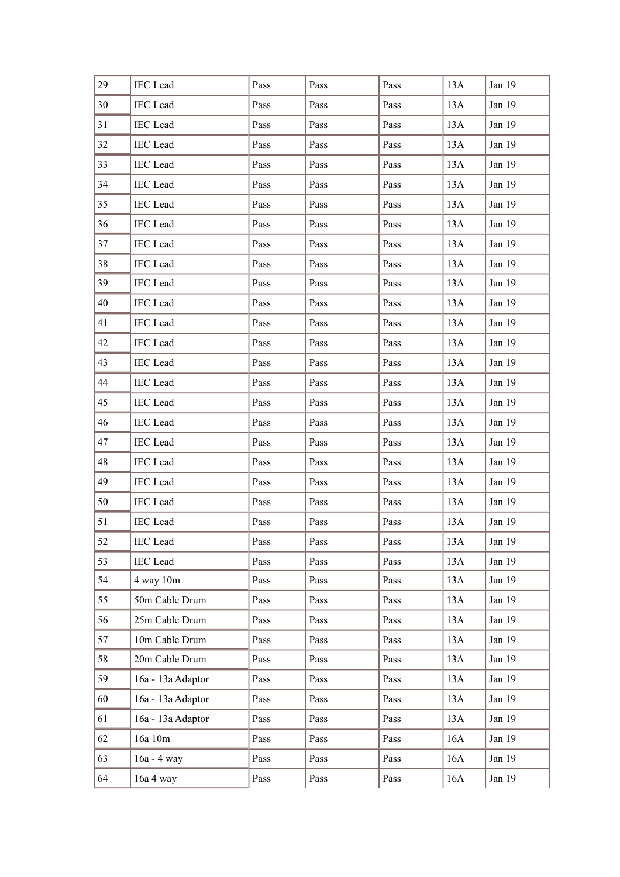| 29 | IEC Lead | Pass | Pass | Pass | 13A | Jan 19 |
|---|---|---|---|---|---|---|
| 30 | IEC Lead | Pass | Pass | Pass | 13A | Jan 19 |
| 31 | IEC Lead | Pass | Pass | Pass | 13A | Jan 19 |
| 32 | IEC Lead | Pass | Pass | Pass | 13A | Jan 19 |
| 33 | IEC Lead | Pass | Pass | Pass | 13A | Jan 19 |
| 34 | IEC Lead | Pass | Pass | Pass | 13A | Jan 19 |
| 35 | IEC Lead | Pass | Pass | Pass | 13A | Jan 19 |
| 36 | IEC Lead | Pass | Pass | Pass | 13A | Jan 19 |
| 37 | IEC Lead | Pass | Pass | Pass | 13A | Jan 19 |
| 38 | IEC Lead | Pass | Pass | Pass | 13A | Jan 19 |
| 39 | IEC Lead | Pass | Pass | Pass | 13A | Jan 19 |
| 40 | IEC Lead | Pass | Pass | Pass | 13A | Jan 19 |
| 41 | IEC Lead | Pass | Pass | Pass | 13A | Jan 19 |
| 42 | IEC Lead | Pass | Pass | Pass | 13A | Jan 19 |
| 43 | IEC Lead | Pass | Pass | Pass | 13A | Jan 19 |
| 44 | IEC Lead | Pass | Pass | Pass | 13A | Jan 19 |
| 45 | IEC Lead | Pass | Pass | Pass | 13A | Jan 19 |
| 46 | IEC Lead | Pass | Pass | Pass | 13A | Jan 19 |
| 47 | IEC Lead | Pass | Pass | Pass | 13A | Jan 19 |
| 48 | IEC Lead | Pass | Pass | Pass | 13A | Jan 19 |
| 49 | IEC Lead | Pass | Pass | Pass | 13A | Jan 19 |
| 50 | IEC Lead | Pass | Pass | Pass | 13A | Jan 19 |
| 51 | IEC Lead | Pass | Pass | Pass | 13A | Jan 19 |
| 52 | IEC Lead | Pass | Pass | Pass | 13A | Jan 19 |
| 53 | IEC Lead | Pass | Pass | Pass | 13A | Jan 19 |
| 54 | 4 way 10m | Pass | Pass | Pass | 13A | Jan 19 |
| 55 | 50m Cable Drum | Pass | Pass | Pass | 13A | Jan 19 |
| 56 | 25m Cable Drum | Pass | Pass | Pass | 13A | Jan 19 |
| 57 | 10m Cable Drum | Pass | Pass | Pass | 13A | Jan 19 |
| 58 | 20m Cable Drum | Pass | Pass | Pass | 13A | Jan 19 |
| 59 | 16a - 13a Adaptor | Pass | Pass | Pass | 13A | Jan 19 |
| 60 | 16a - 13a Adaptor | Pass | Pass | Pass | 13A | Jan 19 |
| 61 | 16a - 13a Adaptor | Pass | Pass | Pass | 13A | Jan 19 |
| 62 | 16a 10m | Pass | Pass | Pass | 16A | Jan 19 |
| 63 | 16a - 4 way | Pass | Pass | Pass | 16A | Jan 19 |
| 64 | 16a 4 way | Pass | Pass | Pass | 16A | Jan 19 |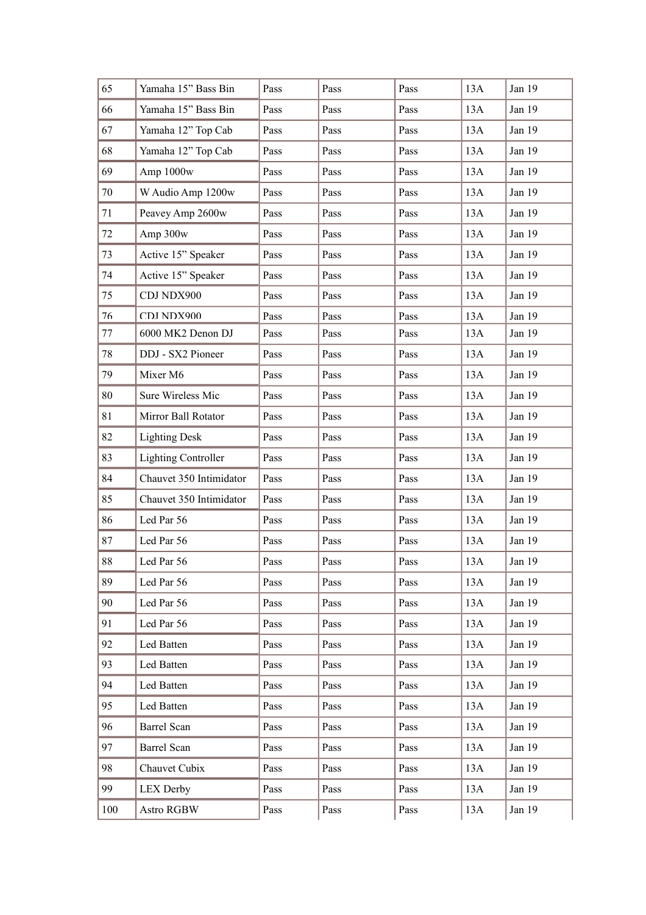| 65 | Yamaha 15” Bass Bin | Pass | Pass | Pass | 13A | Jan 19 |
|---|---|---|---|---|---|---|
| 66 | Yamaha 15” Bass Bin | Pass | Pass | Pass | 13A | Jan 19 |
| 67 | Yamaha 12” Top Cab | Pass | Pass | Pass | 13A | Jan 19 |
| 68 | Yamaha 12” Top Cab | Pass | Pass | Pass | 13A | Jan 19 |
| 69 | Amp 1000w | Pass | Pass | Pass | 13A | Jan 19 |
| 70 | W Audio Amp 1200w | Pass | Pass | Pass | 13A | Jan 19 |
| 71 | Peavey Amp 2600w | Pass | Pass | Pass | 13A | Jan 19 |
| 72 | Amp 300w | Pass | Pass | Pass | 13A | Jan 19 |
| 73 | Active 15” Speaker | Pass | Pass | Pass | 13A | Jan 19 |
| 74 | Active 15” Speaker | Pass | Pass | Pass | 13A | Jan 19 |
| 75 | CDJ NDX900 | Pass | Pass | Pass | 13A | Jan 19 |
| 76 | CDJ NDX900 | Pass | Pass | Pass | 13A | Jan 19 |
| 77 | 6000 MK2 Denon DJ | Pass | Pass | Pass | 13A | Jan 19 |
| 78 | DDJ - SX2 Pioneer | Pass | Pass | Pass | 13A | Jan 19 |
| 79 | Mixer M6 | Pass | Pass | Pass | 13A | Jan 19 |
| 80 | Sure Wireless Mic | Pass | Pass | Pass | 13A | Jan 19 |
| 81 | Mirror Ball Rotator | Pass | Pass | Pass | 13A | Jan 19 |
| 82 | Lighting Desk | Pass | Pass | Pass | 13A | Jan 19 |
| 83 | Lighting Controller | Pass | Pass | Pass | 13A | Jan 19 |
| 84 | Chauvet 350 Intimidator | Pass | Pass | Pass | 13A | Jan 19 |
| 85 | Chauvet 350 Intimidator | Pass | Pass | Pass | 13A | Jan 19 |
| 86 | Led Par 56 | Pass | Pass | Pass | 13A | Jan 19 |
| 87 | Led Par 56 | Pass | Pass | Pass | 13A | Jan 19 |
| 88 | Led Par 56 | Pass | Pass | Pass | 13A | Jan 19 |
| 89 | Led Par 56 | Pass | Pass | Pass | 13A | Jan 19 |
| 90 | Led Par 56 | Pass | Pass | Pass | 13A | Jan 19 |
| 91 | Led Par 56 | Pass | Pass | Pass | 13A | Jan 19 |
| 92 | Led Batten | Pass | Pass | Pass | 13A | Jan 19 |
| 93 | Led Batten | Pass | Pass | Pass | 13A | Jan 19 |
| 94 | Led Batten | Pass | Pass | Pass | 13A | Jan 19 |
| 95 | Led Batten | Pass | Pass | Pass | 13A | Jan 19 |
| 96 | Barrel Scan | Pass | Pass | Pass | 13A | Jan 19 |
| 97 | Barrel Scan | Pass | Pass | Pass | 13A | Jan 19 |
| 98 | Chauvet Cubix | Pass | Pass | Pass | 13A | Jan 19 |
| 99 | LEX Derby | Pass | Pass | Pass | 13A | Jan 19 |
| 100 | Astro RGBW | Pass | Pass | Pass | 13A | Jan 19 |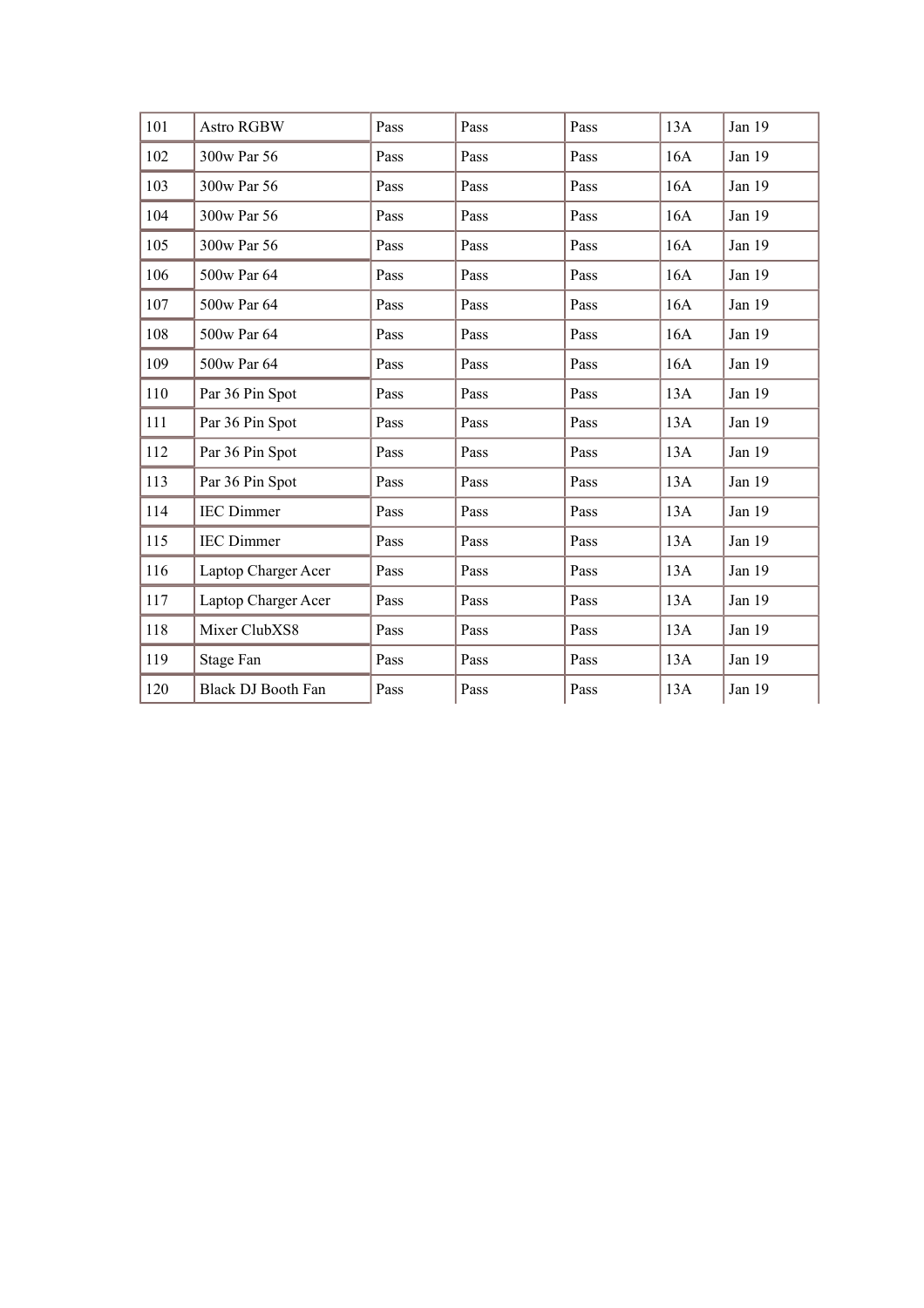| | | | | | | |
|---|---|---|---|---|---|---|
| 101 | Astro RGBW | Pass | Pass | Pass | 13A | Jan 19 |
| 102 | 300w Par 56 | Pass | Pass | Pass | 16A | Jan 19 |
| 103 | 300w Par 56 | Pass | Pass | Pass | 16A | Jan 19 |
| 104 | 300w Par 56 | Pass | Pass | Pass | 16A | Jan 19 |
| 105 | 300w Par 56 | Pass | Pass | Pass | 16A | Jan 19 |
| 106 | 500w Par 64 | Pass | Pass | Pass | 16A | Jan 19 |
| 107 | 500w Par 64 | Pass | Pass | Pass | 16A | Jan 19 |
| 108 | 500w Par 64 | Pass | Pass | Pass | 16A | Jan 19 |
| 109 | 500w Par 64 | Pass | Pass | Pass | 16A | Jan 19 |
| 110 | Par 36 Pin Spot | Pass | Pass | Pass | 13A | Jan 19 |
| 111 | Par 36 Pin Spot | Pass | Pass | Pass | 13A | Jan 19 |
| 112 | Par 36 Pin Spot | Pass | Pass | Pass | 13A | Jan 19 |
| 113 | Par 36 Pin Spot | Pass | Pass | Pass | 13A | Jan 19 |
| 114 | IEC Dimmer | Pass | Pass | Pass | 13A | Jan 19 |
| 115 | IEC Dimmer | Pass | Pass | Pass | 13A | Jan 19 |
| 116 | Laptop Charger Acer | Pass | Pass | Pass | 13A | Jan 19 |
| 117 | Laptop Charger Acer | Pass | Pass | Pass | 13A | Jan 19 |
| 118 | Mixer ClubXS8 | Pass | Pass | Pass | 13A | Jan 19 |
| 119 | Stage Fan | Pass | Pass | Pass | 13A | Jan 19 |
| 120 | Black DJ Booth Fan | Pass | Pass | Pass | 13A | Jan 19 |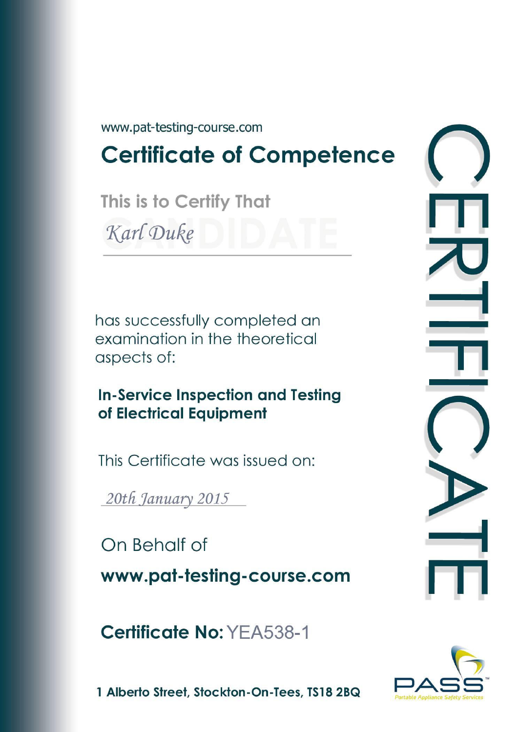www.pat-testing-course.com

# Certificate of Competence

This is to Certify That

*Karl Duke*

has successfully completed an examination in the theoretical aspects of:

**In-Service Inspection and Testing of Electrical Equipment**

This Certificate was issued on:

*20th January 2015*

On Behalf of

**www.pat-testing-course.com**

**Certificate No:** YEA538-1

**1 Alberto Street, Stockton-On-Tees, TS18 2BQ**

CERTIFICATE

PASS™
Portable Appliance Safety Services